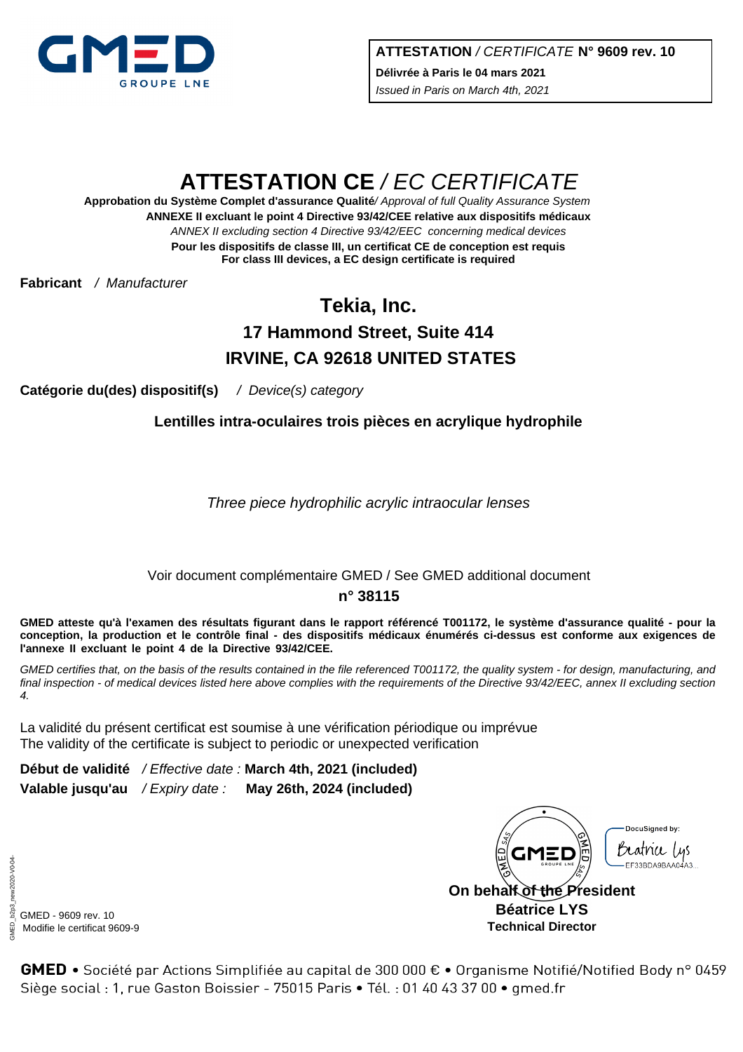GMED
GROUPE LNE

**ATTESTATION** / *CERTIFICATE* **N° 9609 rev. 10**
**Délivrée à Paris le 04 mars 2021**
*Issued in Paris on March 4th, 2021*

# ATTESTATION CE / *EC CERTIFICATE*

**Approbation du Système Complet d'assurance Qualité**/ *Approval of full Quality Assurance System*
**ANNEXE II excluant le point 4 Directive 93/42/CEE relative aux dispositifs médicaux**
*ANNEX II excluding section 4 Directive 93/42/EEC concerning medical devices*
**Pour les dispositifs de classe III, un certificat CE de conception est requis**
**For class III devices, a EC design certificate is required**

**Fabricant** / *Manufacturer*

**Tekia, Inc.**
**17 Hammond Street, Suite 414**
**IRVINE, CA 92618 UNITED STATES**

**Catégorie du(des) dispositif(s)** / *Device(s) category*

**Lentilles intra-oculaires trois pièces en acrylique hydrophile**

*Three piece hydrophilic acrylic intraocular lenses*

Voir document complémentaire GMED / See GMED additional document
**n° 38115**

**GMED atteste qu'à l'examen des résultats figurant dans le rapport référencé T001172, le système d'assurance qualité - pour la conception, la production et le contrôle final - des dispositifs médicaux énumérés ci-dessus est conforme aux exigences de l'annexe II excluant le point 4 de la Directive 93/42/CEE.**

*GMED certifies that, on the basis of the results contained in the file referenced T001172, the quality system - for design, manufacturing, and final inspection - of medical devices listed here above complies with the requirements of the Directive 93/42/EEC, annex II excluding section 4.*

La validité du présent certificat est soumise à une vérification périodique ou imprévue
The validity of the certificate is subject to periodic or unexpected verification

**Début de validité** / *Effective date :* **March 4th, 2021 (included)**
**Valable jusqu'au** / *Expiry date :* **May 26th, 2024 (included)**

DocuSigned by:
Beatrice Lys
EF33BDA9BAA04A3...

**On behalf of the President**
**Béatrice LYS**
**Technical Director**

GMED - 9609 rev. 10
Modifie le certificat 9609-9

GMED_b2p3_new2020-V0.04-

**GMED** • Société par Actions Simplifiée au capital de 300 000 € • Organisme Notifié/Notified Body n° 0459
Siège social : 1, rue Gaston Boissier - 75015 Paris • Tél. : 01 40 43 37 00 • gmed.fr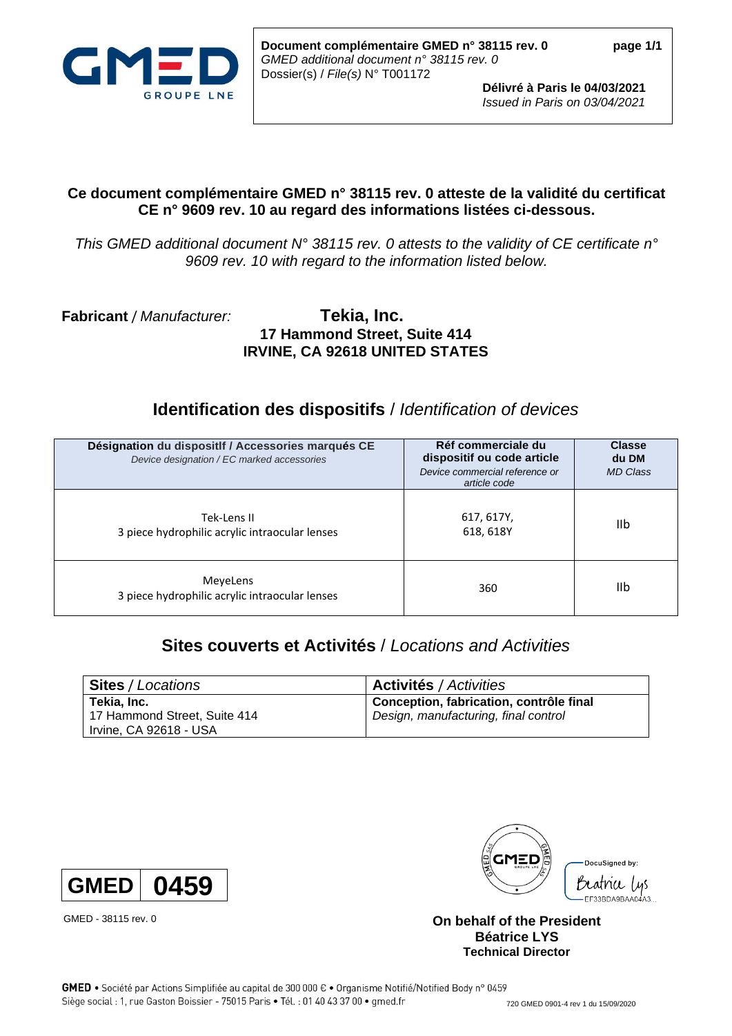**Document complémentaire GMED n° 38115 rev. 0**
*GMED additional document n° 38115 rev. 0*
Dossier(s) / *File(s)* N° T001172

**Délivré à Paris le 04/03/2021**
*Issued in Paris on 03/04/2021*

**Ce document complémentaire GMED n° 38115 rev. 0 atteste de la validité du certificat CE n° 9609 rev. 10 au regard des informations listées ci-dessous.**

*This GMED additional document N° 38115 rev. 0 attests to the validity of CE certificate n° 9609 rev. 10 with regard to the information listed below.*

**Fabricant** / *Manufacturer:*

**Tekia, Inc.**
**17 Hammond Street, Suite 414**
**IRVINE, CA 92618 UNITED STATES**

## Identification des dispositifs / *Identification of devices*

| **Désignation du dispositIf / Accessories marqués CE** *Device designation / EC marked accessories* | **Réf commerciale du dispositif ou code article** *Device commercial reference or article code* | **Classe du DM** *MD Class* |
|---|---|---|
| Tek-Lens II<br>3 piece hydrophilic acrylic intraocular lenses | 617, 617Y,<br>618, 618Y | IIb |
| MeyeLens<br>3 piece hydrophilic acrylic intraocular lenses | 360 | IIb |

## Sites couverts et Activités / *Locations and Activities*

| **Sites** / *Locations* | **Activités** / *Activities* |
|---|---|
| **Tekia, Inc.**<br>17 Hammond Street, Suite 414<br>Irvine, CA 92618 - USA | **Conception, fabrication, contrôle final**<br>*Design, manufacturing, final control* |

**GMED 0459**

GMED - 38115 rev. 0

DocuSigned by:
Béatrice Lys
EF33BDA9BAA04A3...

**On behalf of the President**
**Béatrice LYS**
**Technical Director**

**GMED** • Société par Actions Simplifiée au capital de 300 000 € • Organisme Notifié/Notified Body n° 0459
Siège social : 1, rue Gaston Boissier - 75015 Paris • Tél. : 01 40 43 37 00 • gmed.fr

720 GMED 0901-4 rev 1 du 15/09/2020